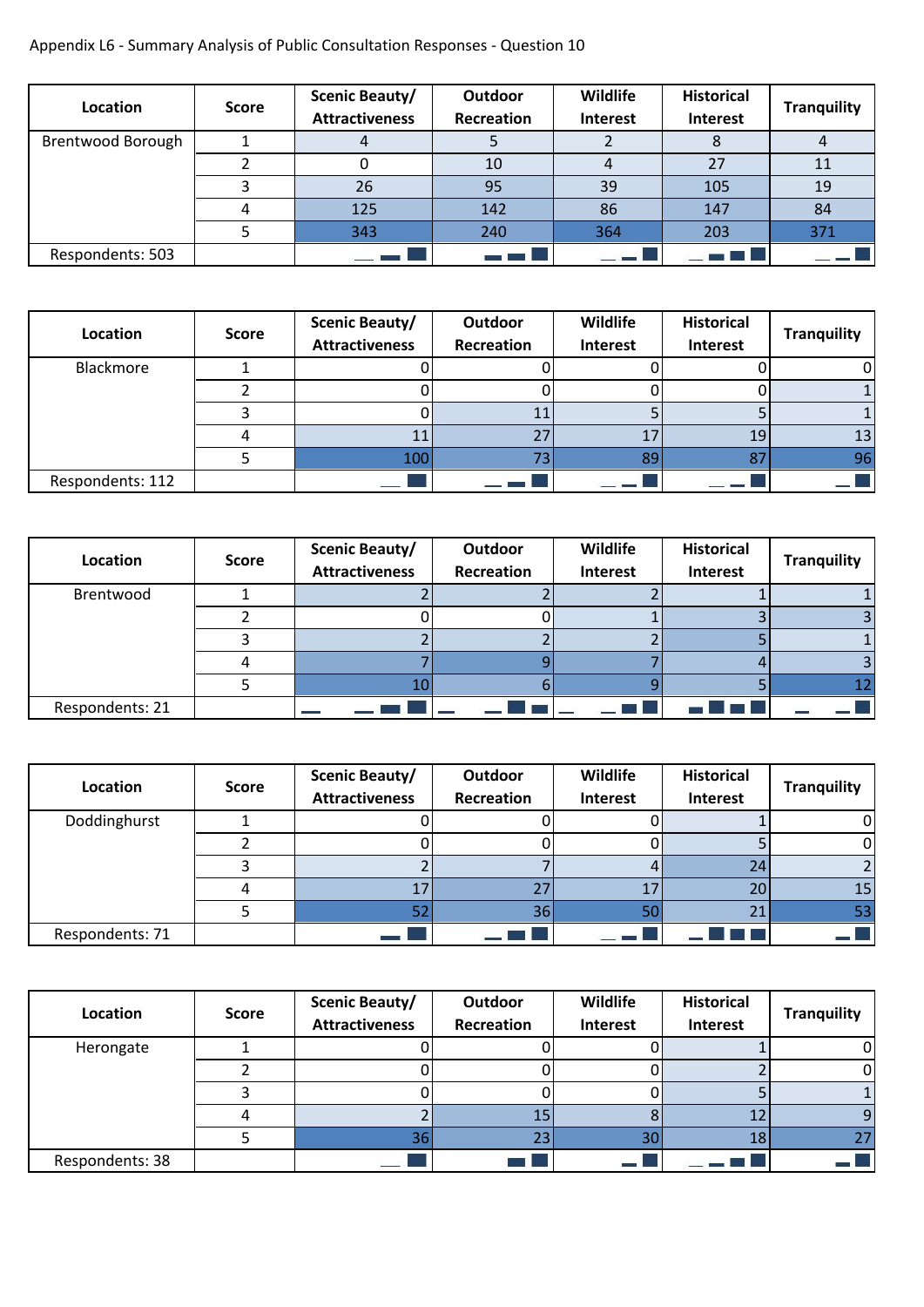Appendix L6 - Summary Analysis of Public Consultation Responses - Question 10

| Location | Score | Scenic Beauty/ Attractiveness | Outdoor Recreation | Wildlife Interest | Historical Interest | Tranquility |
|---|---|---|---|---|---|---|
| Brentwood Borough | 1 | 4 | 5 | 2 | 8 | 4 |
| | 2 | 0 | 10 | 4 | 27 | 11 |
| | 3 | 26 | 95 | 39 | 105 | 19 |
| | 4 | 125 | 142 | 86 | 147 | 84 |
| | 5 | 343 | 240 | 364 | 203 | 371 |
| Respondents: 503 | | | | | | |

| Location | Score | Scenic Beauty/ Attractiveness | Outdoor Recreation | Wildlife Interest | Historical Interest | Tranquility |
|---|---|---|---|---|---|---|
| Blackmore | 1 | 0 | 0 | 0 | 0 | 0 |
| | 2 | 0 | 0 | 0 | 0 | 1 |
| | 3 | 0 | 11 | 5 | 5 | 1 |
| | 4 | 11 | 27 | 17 | 19 | 13 |
| | 5 | 100 | 73 | 89 | 87 | 96 |
| Respondents: 112 | | | | | | |

| Location | Score | Scenic Beauty/ Attractiveness | Outdoor Recreation | Wildlife Interest | Historical Interest | Tranquility |
|---|---|---|---|---|---|---|
| Brentwood | 1 | 2 | 2 | 2 | 1 | 1 |
| | 2 | 0 | 0 | 1 | 3 | 3 |
| | 3 | 2 | 2 | 2 | 5 | 1 |
| | 4 | 7 | 9 | 7 | 4 | 3 |
| | 5 | 10 | 6 | 9 | 5 | 12 |
| Respondents: 21 | | | | | | |

| Location | Score | Scenic Beauty/ Attractiveness | Outdoor Recreation | Wildlife Interest | Historical Interest | Tranquility |
|---|---|---|---|---|---|---|
| Doddinghurst | 1 | 0 | 0 | 0 | 1 | 0 |
| | 2 | 0 | 0 | 0 | 5 | 0 |
| | 3 | 2 | 7 | 4 | 24 | 2 |
| | 4 | 17 | 27 | 17 | 20 | 15 |
| | 5 | 52 | 36 | 50 | 21 | 53 |
| Respondents: 71 | | | | | | |

| Location | Score | Scenic Beauty/ Attractiveness | Outdoor Recreation | Wildlife Interest | Historical Interest | Tranquility |
|---|---|---|---|---|---|---|
| Herongate | 1 | 0 | 0 | 0 | 1 | 0 |
| | 2 | 0 | 0 | 0 | 2 | 0 |
| | 3 | 0 | 0 | 0 | 5 | 1 |
| | 4 | 2 | 15 | 8 | 12 | 9 |
| | 5 | 36 | 23 | 30 | 18 | 27 |
| Respondents: 38 | | | | | | |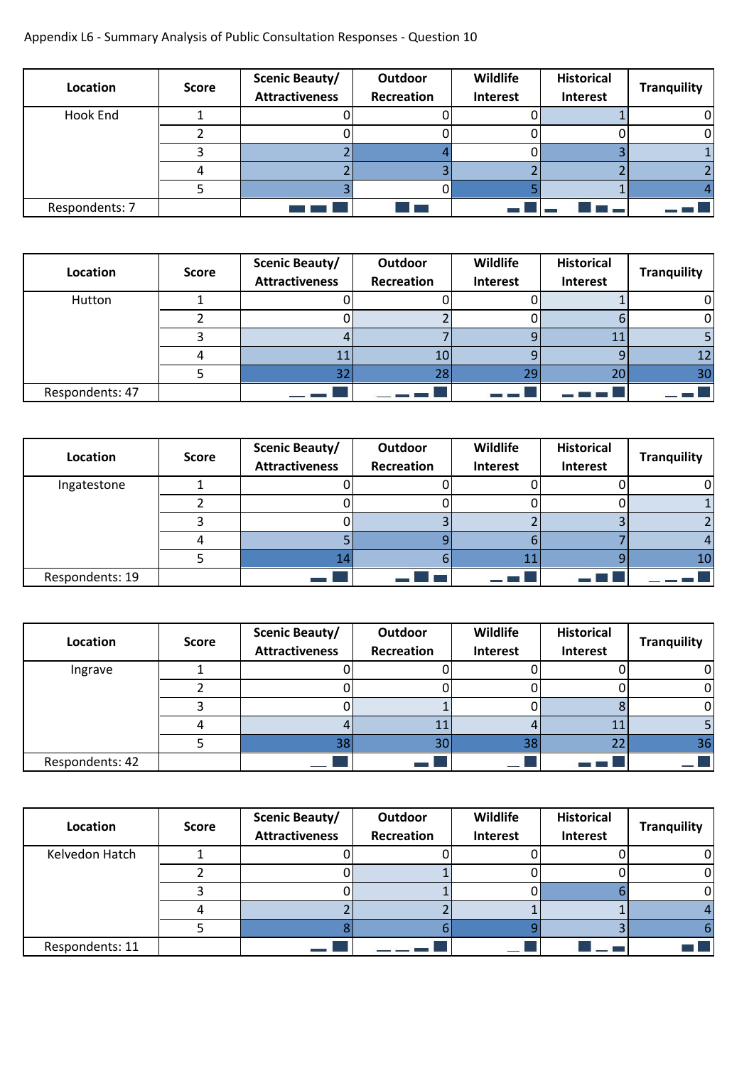Appendix L6 - Summary Analysis of Public Consultation Responses - Question 10

| Location | Score | Scenic Beauty/ Attractiveness | Outdoor Recreation | Wildlife Interest | Historical Interest | Tranquility |
|---|---|---|---|---|---|---|
| Hook End | 1 | 0 | 0 | 0 | 1 | 0 |
| | 2 | 0 | 0 | 0 | 0 | 0 |
| | 3 | 2 | 4 | 0 | 3 | 1 |
| | 4 | 2 | 3 | 2 | 2 | 2 |
| | 5 | 3 | 0 | 5 | 1 | 4 |
| Respondents: 7 | | | | | | |

| Location | Score | Scenic Beauty/ Attractiveness | Outdoor Recreation | Wildlife Interest | Historical Interest | Tranquility |
|---|---|---|---|---|---|---|
| Hutton | 1 | 0 | 0 | 0 | 1 | 0 |
| | 2 | 0 | 2 | 0 | 6 | 0 |
| | 3 | 4 | 7 | 9 | 11 | 5 |
| | 4 | 11 | 10 | 9 | 9 | 12 |
| | 5 | 32 | 28 | 29 | 20 | 30 |
| Respondents: 47 | | | | | | |

| Location | Score | Scenic Beauty/ Attractiveness | Outdoor Recreation | Wildlife Interest | Historical Interest | Tranquility |
|---|---|---|---|---|---|---|
| Ingatestone | 1 | 0 | 0 | 0 | 0 | 0 |
| | 2 | 0 | 0 | 0 | 0 | 1 |
| | 3 | 0 | 3 | 2 | 3 | 2 |
| | 4 | 5 | 9 | 6 | 7 | 4 |
| | 5 | 14 | 6 | 11 | 9 | 10 |
| Respondents: 19 | | | | | | |

| Location | Score | Scenic Beauty/ Attractiveness | Outdoor Recreation | Wildlife Interest | Historical Interest | Tranquility |
|---|---|---|---|---|---|---|
| Ingrave | 1 | 0 | 0 | 0 | 0 | 0 |
| | 2 | 0 | 0 | 0 | 0 | 0 |
| | 3 | 0 | 1 | 0 | 8 | 0 |
| | 4 | 4 | 11 | 4 | 11 | 5 |
| | 5 | 38 | 30 | 38 | 22 | 36 |
| Respondents: 42 | | | | | | |

| Location | Score | Scenic Beauty/ Attractiveness | Outdoor Recreation | Wildlife Interest | Historical Interest | Tranquility |
|---|---|---|---|---|---|---|
| Kelvedon Hatch | 1 | 0 | 0 | 0 | 0 | 0 |
| | 2 | 0 | 1 | 0 | 0 | 0 |
| | 3 | 0 | 1 | 0 | 6 | 0 |
| | 4 | 2 | 2 | 1 | 1 | 4 |
| | 5 | 8 | 6 | 9 | 3 | 6 |
| Respondents: 11 | | | | | | |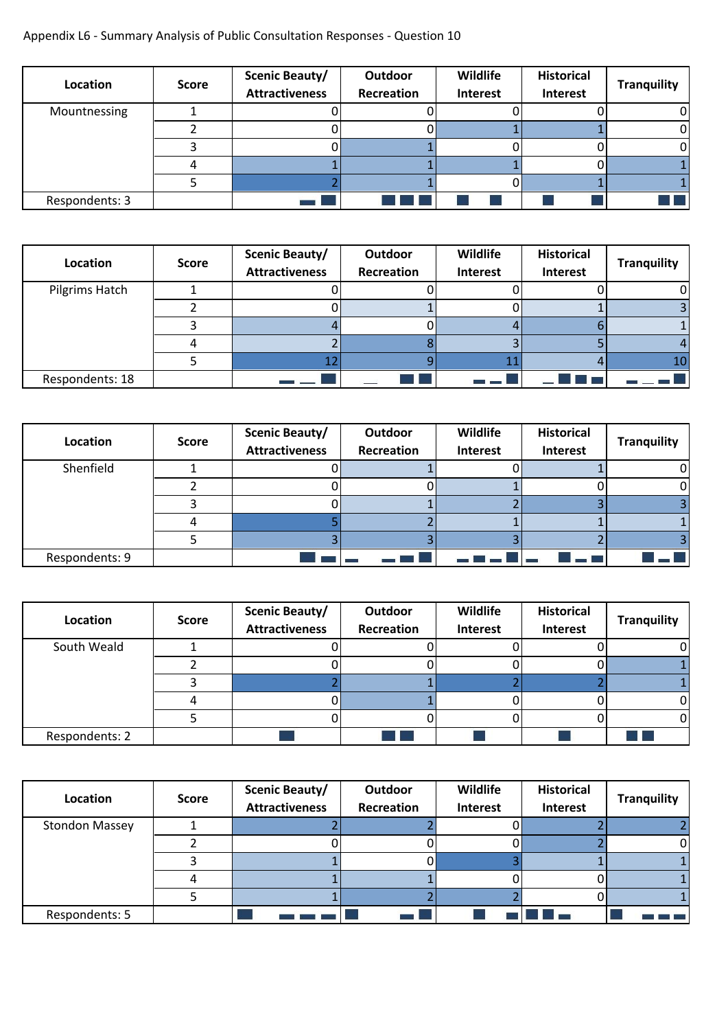Appendix L6 - Summary Analysis of Public Consultation Responses - Question 10

| Location | Score | Scenic Beauty/ Attractiveness | Outdoor Recreation | Wildlife Interest | Historical Interest | Tranquility |
|---|---|---|---|---|---|---|
| Mountnessing | 1 | 0 | 0 | 0 | 0 | 0 |
| | 2 | 0 | 0 | 1 | 1 | 0 |
| | 3 | 0 | 1 | 0 | 0 | 0 |
| | 4 | 1 | 1 | 1 | 0 | 1 |
| | 5 | 2 | 1 | 0 | 1 | 1 |
| Respondents: 3 | | | | | | |

| Location | Score | Scenic Beauty/ Attractiveness | Outdoor Recreation | Wildlife Interest | Historical Interest | Tranquility |
|---|---|---|---|---|---|---|
| Pilgrims Hatch | 1 | 0 | 0 | 0 | 0 | 0 |
| | 2 | 0 | 1 | 0 | 1 | 3 |
| | 3 | 4 | 0 | 4 | 6 | 1 |
| | 4 | 2 | 8 | 3 | 5 | 4 |
| | 5 | 12 | 9 | 11 | 4 | 10 |
| Respondents: 18 | | | | | | |

| Location | Score | Scenic Beauty/ Attractiveness | Outdoor Recreation | Wildlife Interest | Historical Interest | Tranquility |
|---|---|---|---|---|---|---|
| Shenfield | 1 | 0 | 1 | 0 | 1 | 0 |
| | 2 | 0 | 0 | 1 | 0 | 0 |
| | 3 | 0 | 1 | 2 | 3 | 3 |
| | 4 | 5 | 2 | 1 | 1 | 1 |
| | 5 | 3 | 3 | 3 | 2 | 3 |
| Respondents: 9 | | | | | | |

| Location | Score | Scenic Beauty/ Attractiveness | Outdoor Recreation | Wildlife Interest | Historical Interest | Tranquility |
|---|---|---|---|---|---|---|
| South Weald | 1 | 0 | 0 | 0 | 0 | 0 |
| | 2 | 0 | 0 | 0 | 0 | 1 |
| | 3 | 2 | 1 | 2 | 2 | 1 |
| | 4 | 0 | 1 | 0 | 0 | 0 |
| | 5 | 0 | 0 | 0 | 0 | 0 |
| Respondents: 2 | | | | | | |

| Location | Score | Scenic Beauty/ Attractiveness | Outdoor Recreation | Wildlife Interest | Historical Interest | Tranquility |
|---|---|---|---|---|---|---|
| Stondon Massey | 1 | 2 | 2 | 0 | 2 | 2 |
| | 2 | 0 | 0 | 0 | 2 | 0 |
| | 3 | 1 | 0 | 3 | 1 | 1 |
| | 4 | 1 | 1 | 0 | 0 | 1 |
| | 5 | 1 | 2 | 2 | 0 | 1 |
| Respondents: 5 | | | | | | |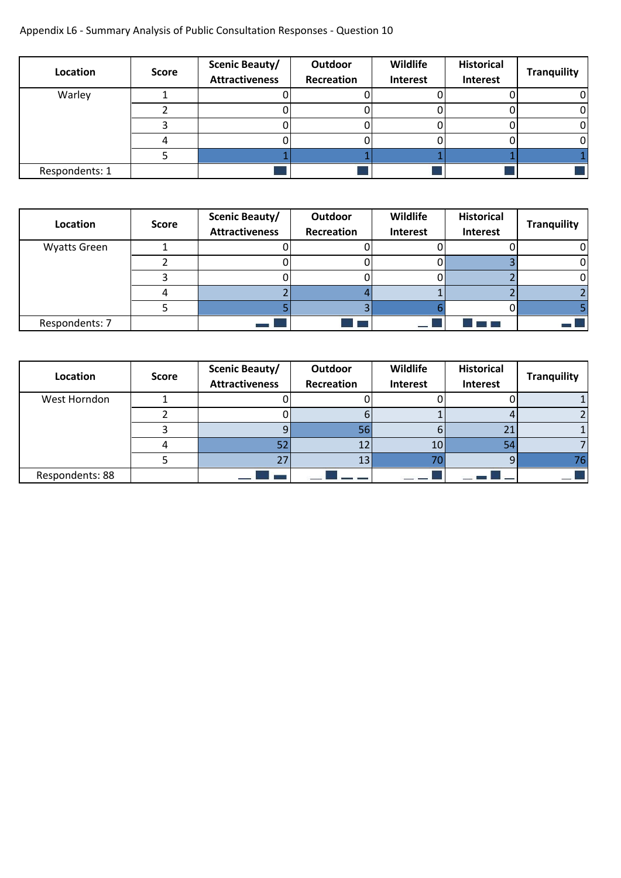Appendix L6 - Summary Analysis of Public Consultation Responses - Question 10

| Location | Score | Scenic Beauty/ Attractiveness | Outdoor Recreation | Wildlife Interest | Historical Interest | Tranquility |
|---|---|---|---|---|---|---|
| Warley | 1 | 0 | 0 | 0 | 0 | 0 |
| | 2 | 0 | 0 | 0 | 0 | 0 |
| | 3 | 0 | 0 | 0 | 0 | 0 |
| | 4 | 0 | 0 | 0 | 0 | 0 |
| | 5 | 1 | 1 | 1 | 1 | 1 |
| Respondents: 1 | | | | | | |

| Location | Score | Scenic Beauty/ Attractiveness | Outdoor Recreation | Wildlife Interest | Historical Interest | Tranquility |
|---|---|---|---|---|---|---|
| Wyatts Green | 1 | 0 | 0 | 0 | 0 | 0 |
| | 2 | 0 | 0 | 0 | 3 | 0 |
| | 3 | 0 | 0 | 0 | 2 | 0 |
| | 4 | 2 | 4 | 1 | 2 | 2 |
| | 5 | 5 | 3 | 6 | 0 | 5 |
| Respondents: 7 | | | | | | |

| Location | Score | Scenic Beauty/ Attractiveness | Outdoor Recreation | Wildlife Interest | Historical Interest | Tranquility |
|---|---|---|---|---|---|---|
| West Horndon | 1 | 0 | 0 | 0 | 0 | 1 |
| | 2 | 0 | 6 | 1 | 4 | 2 |
| | 3 | 9 | 56 | 6 | 21 | 1 |
| | 4 | 52 | 12 | 10 | 54 | 7 |
| | 5 | 27 | 13 | 70 | 9 | 76 |
| Respondents: 88 | | | | | | |